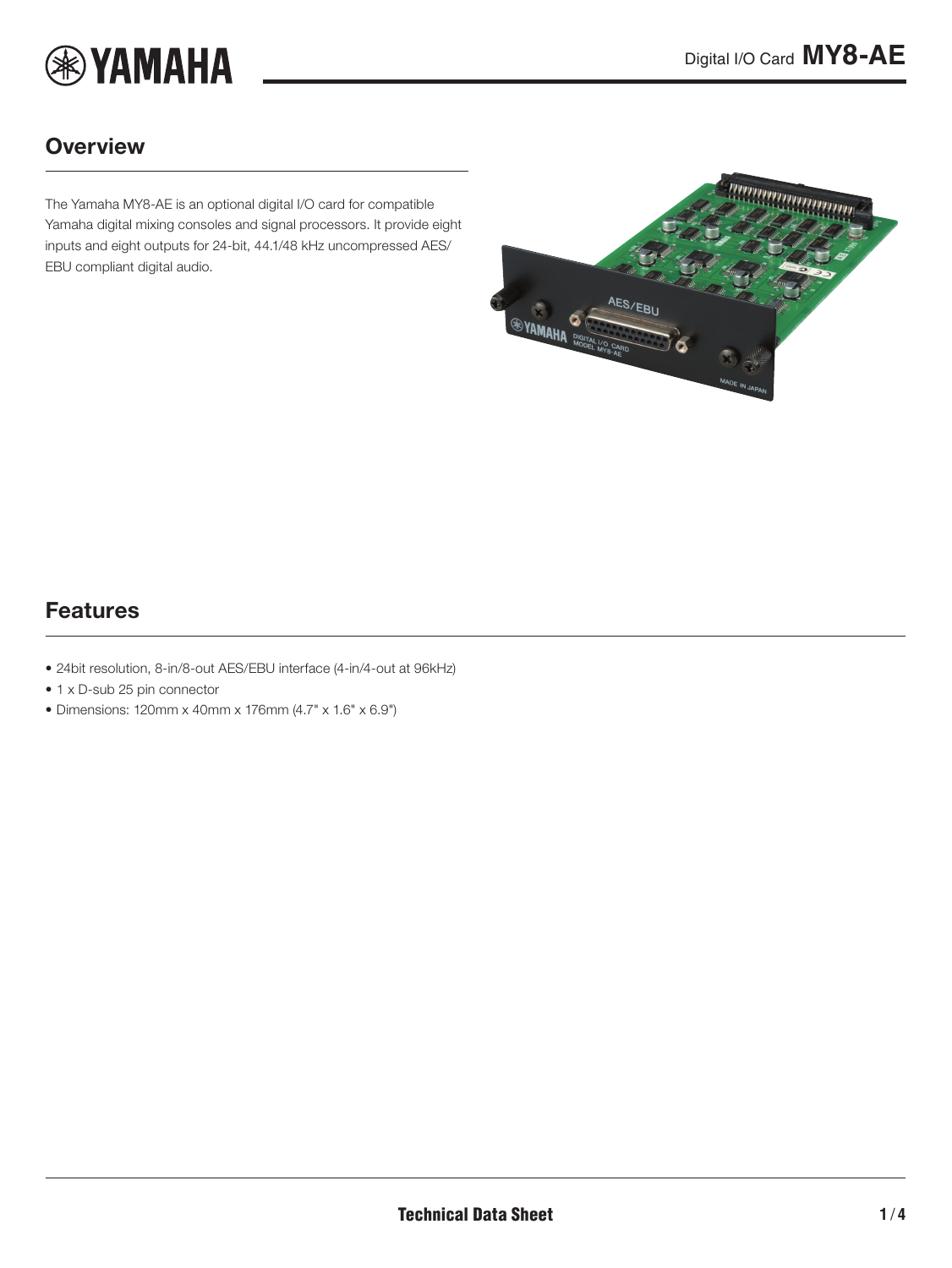# Digital I/O Card MY8-AE

## Overview

The Yamaha MY8-AE is an optional digital I/O card for compatible Yamaha digital mixing consoles and signal processors. It provide eight inputs and eight outputs for 24-bit, 44.1/48 kHz uncompressed AES/EBU compliant digital audio.

## Features

- 24bit resolution, 8-in/8-out AES/EBU interface (4-in/4-out at 96kHz)
- 1 x D-sub 25 pin connector
- Dimensions: 120mm x 40mm x 176mm (4.7" x 1.6" x 6.9")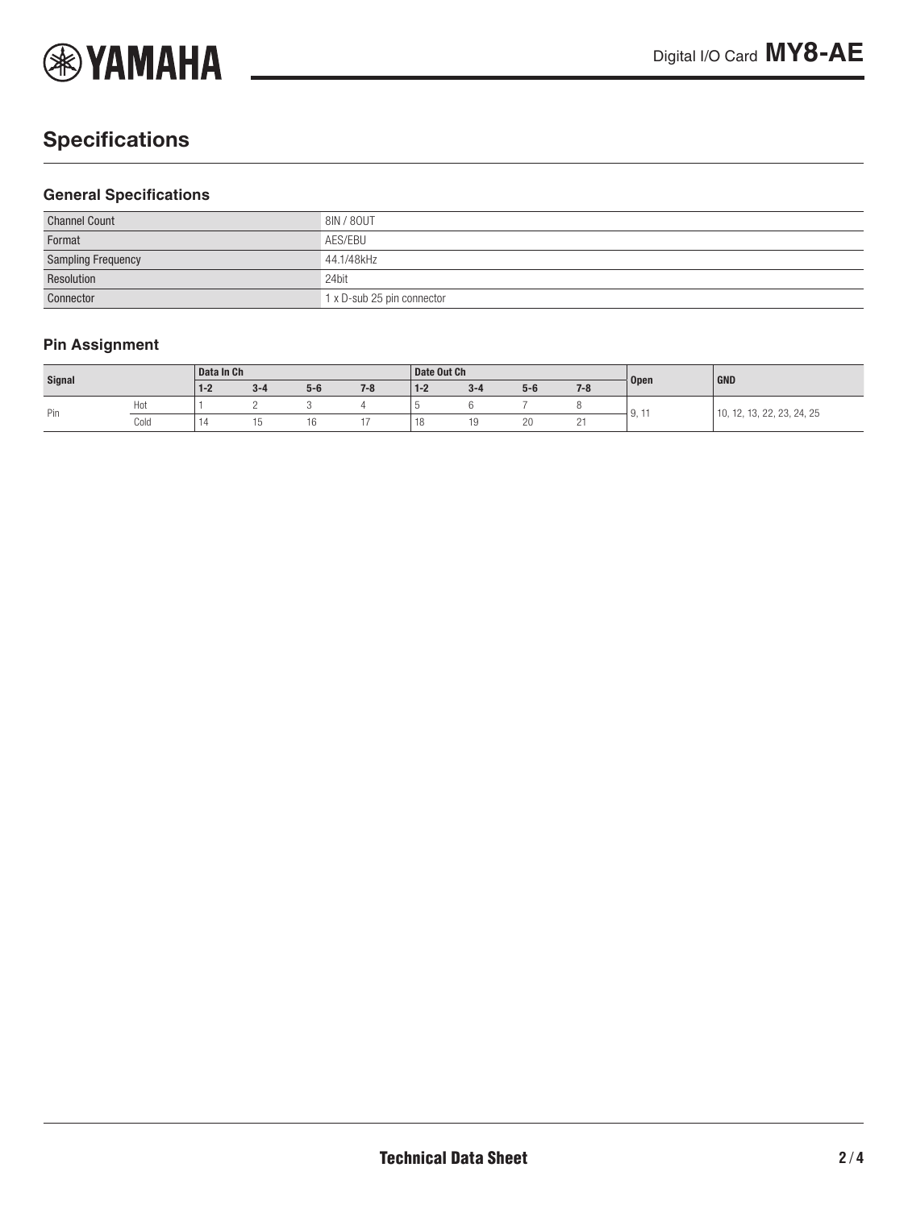## Specifications

### General Specifications

| Channel Count | 8IN / 8OUT |
|---|---|
| Format | AES/EBU |
| Sampling Frequency | 44.1/48kHz |
| Resolution | 24bit |
| Connector | 1 x D-sub 25 pin connector |

### Pin Assignment

| Signal | | Data In Ch | | | | Date Out Ch | | | | Open | GND |
|---|---|---|---|---|---|---|---|---|---|---|---|
| | | 1-2 | 3-4 | 5-6 | 7-8 | 1-2 | 3-4 | 5-6 | 7-8 | | |
| Pin | Hot | 1 | 2 | 3 | 4 | 5 | 6 | 7 | 8 | 9, 11 | 10, 12, 13, 22, 23, 24, 25 |
| | Cold | 14 | 15 | 16 | 17 | 18 | 19 | 20 | 21 | | |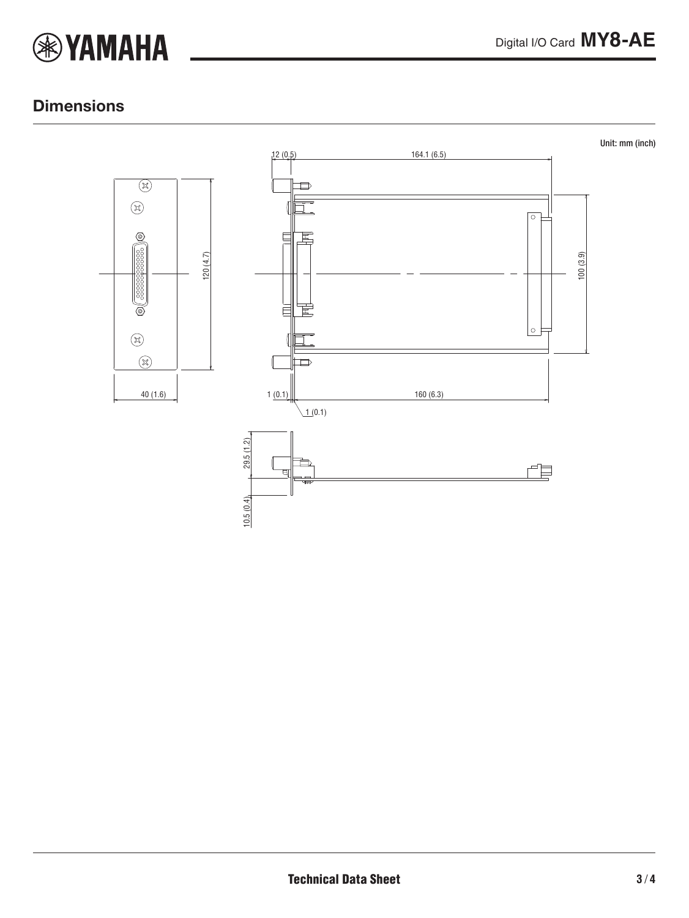## Dimensions

Unit: mm (inch)

12 (0.5)

164.1 (6.5)

120 (4.7)

100 (3.9)

40 (1.6)

1 (0.1)

160 (6.3)

1 (0.1)

29.5 (1.2)

10.5 (0.4)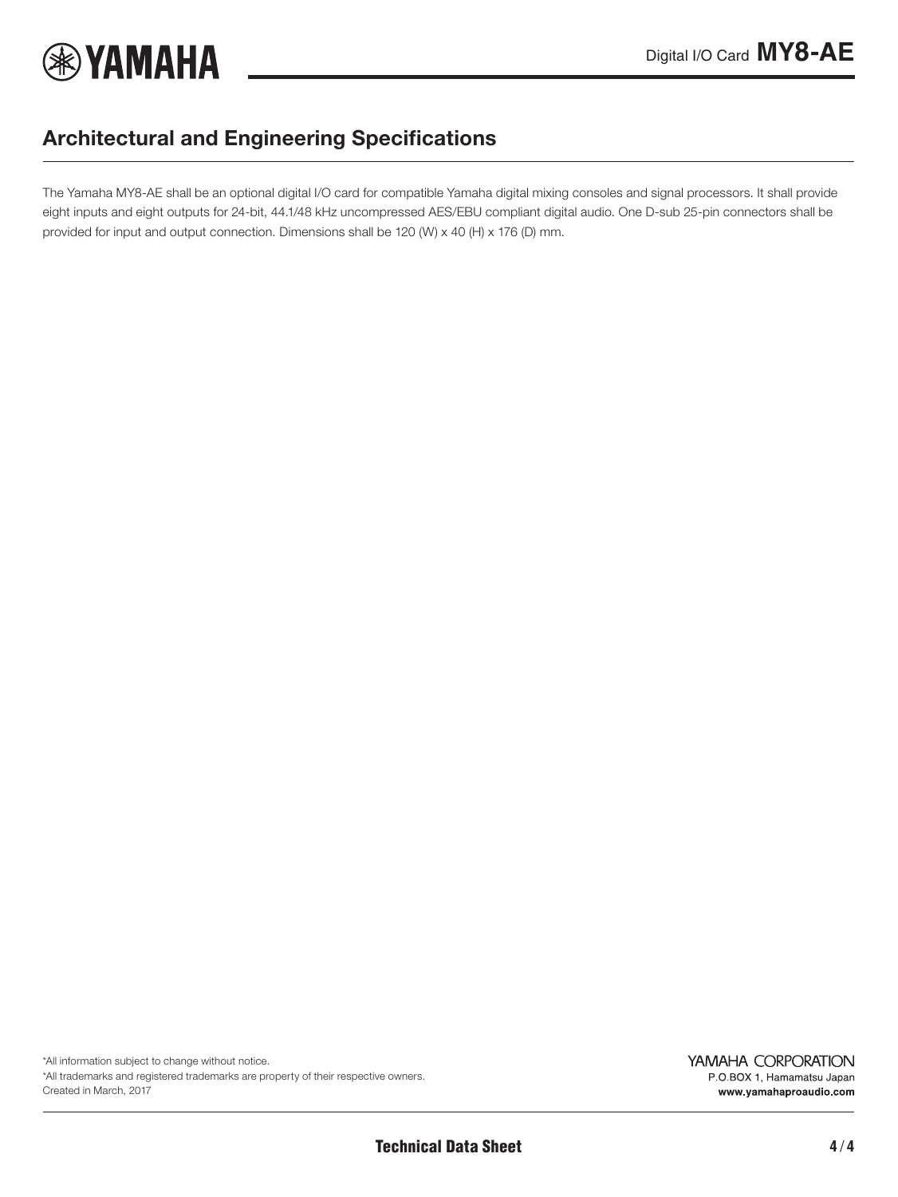## Architectural and Engineering Specifications

The Yamaha MY8-AE shall be an optional digital I/O card for compatible Yamaha digital mixing consoles and signal processors. It shall provide eight inputs and eight outputs for 24-bit, 44.1/48 kHz uncompressed AES/EBU compliant digital audio. One D-sub 25-pin connectors shall be provided for input and output connection. Dimensions shall be 120 (W) x 40 (H) x 176 (D) mm.

*All information subject to change without notice.
*All trademarks and registered trademarks are property of their respective owners.
Created in March, 2017

YAMAHA CORPORATION
P.O.BOX 1, Hamamatsu Japan
**www.yamahaproaudio.com**